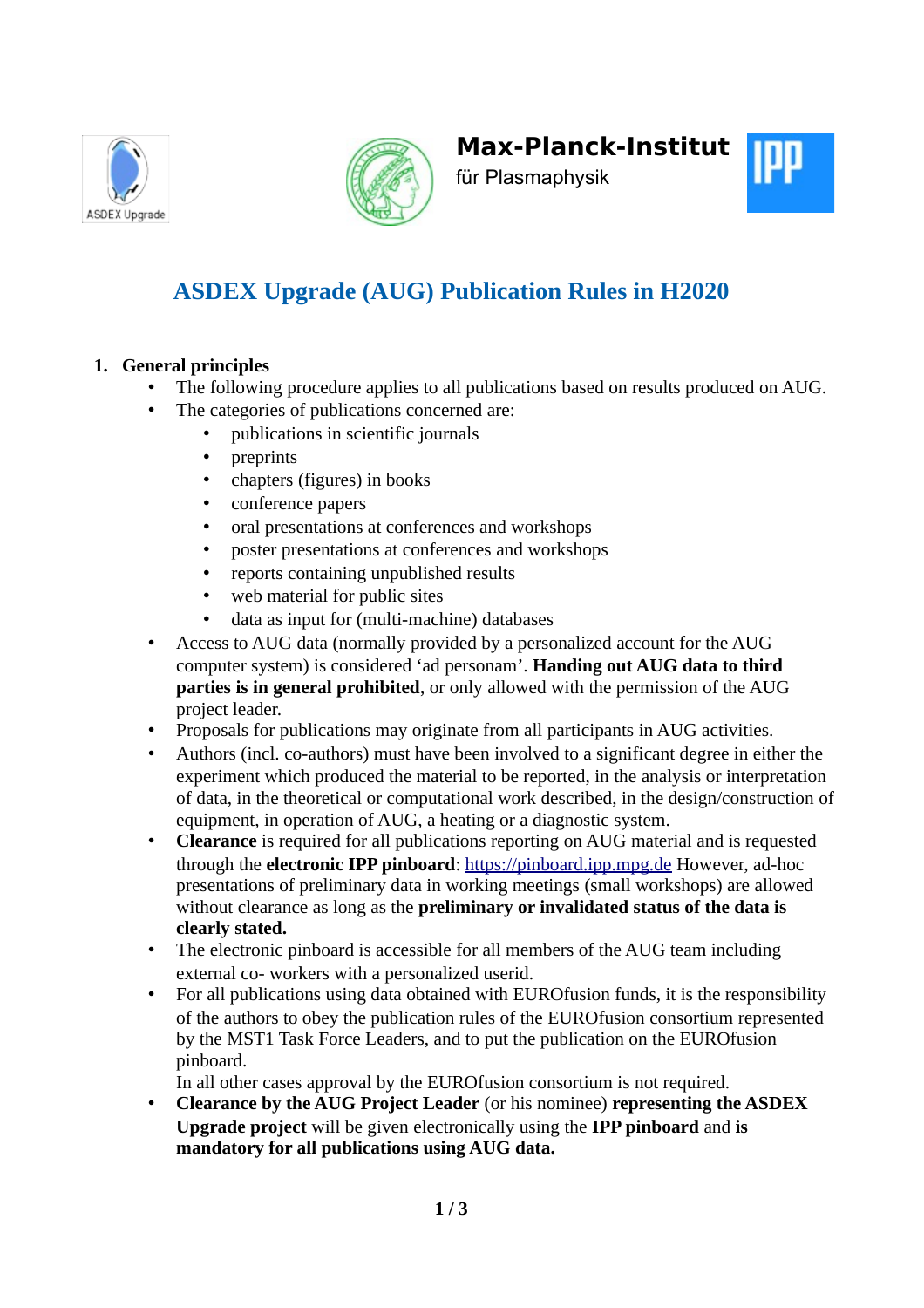Max-Planck-Institut
für Plasmaphysik

# ASDEX Upgrade (AUG) Publication Rules in H2020

## 1. General principles

- The following procedure applies to all publications based on results produced on AUG.
- The categories of publications concerned are:
  - publications in scientific journals
  - preprints
  - chapters (figures) in books
  - conference papers
  - oral presentations at conferences and workshops
  - poster presentations at conferences and workshops
  - reports containing unpublished results
  - web material for public sites
  - data as input for (multi-machine) databases
- Access to AUG data (normally provided by a personalized account for the AUG computer system) is considered 'ad personam'. **Handing out AUG data to third parties is in general prohibited**, or only allowed with the permission of the AUG project leader.
- Proposals for publications may originate from all participants in AUG activities.
- Authors (incl. co-authors) must have been involved to a significant degree in either the experiment which produced the material to be reported, in the analysis or interpretation of data, in the theoretical or computational work described, in the design/construction of equipment, in operation of AUG, a heating or a diagnostic system.
- **Clearance** is required for all publications reporting on AUG material and is requested through the **electronic IPP pinboard**: https://pinboard.ipp.mpg.de However, ad-hoc presentations of preliminary data in working meetings (small workshops) are allowed without clearance as long as the **preliminary or invalidated status of the data is clearly stated.**
- The electronic pinboard is accessible for all members of the AUG team including external co- workers with a personalized userid.
- For all publications using data obtained with EUROfusion funds, it is the responsibility of the authors to obey the publication rules of the EUROfusion consortium represented by the MST1 Task Force Leaders, and to put the publication on the EUROfusion pinboard.
  In all other cases approval by the EUROfusion consortium is not required.
- **Clearance by the AUG Project Leader** (or his nominee) **representing the ASDEX Upgrade project** will be given electronically using the **IPP pinboard** and **is mandatory for all publications using AUG data.**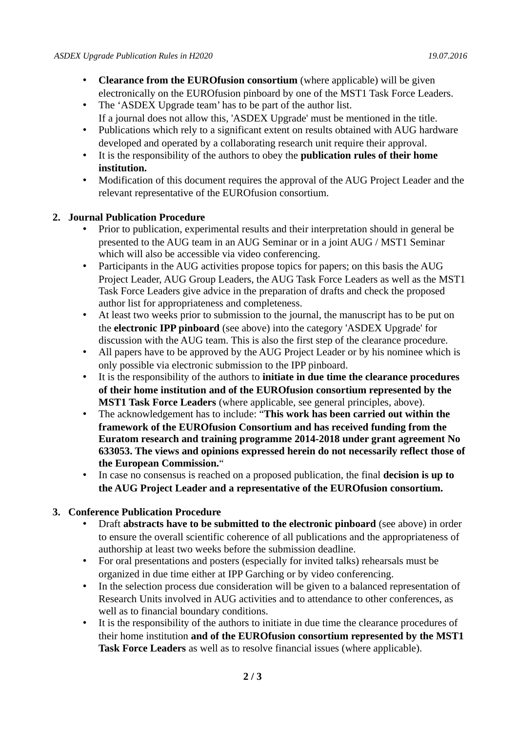- **Clearance from the EUROfusion consortium** (where applicable) will be given electronically on the EUROfusion pinboard by one of the MST1 Task Force Leaders.
- The ‘ASDEX Upgrade team’ has to be part of the author list.
  If a journal does not allow this, 'ASDEX Upgrade' must be mentioned in the title.
- Publications which rely to a significant extent on results obtained with AUG hardware developed and operated by a collaborating research unit require their approval.
- It is the responsibility of the authors to obey the **publication rules of their home institution.**
- Modification of this document requires the approval of the AUG Project Leader and the relevant representative of the EUROfusion consortium.

## 2. Journal Publication Procedure

- Prior to publication, experimental results and their interpretation should in general be presented to the AUG team in an AUG Seminar or in a joint AUG / MST1 Seminar which will also be accessible via video conferencing.
- Participants in the AUG activities propose topics for papers; on this basis the AUG Project Leader, AUG Group Leaders, the AUG Task Force Leaders as well as the MST1 Task Force Leaders give advice in the preparation of drafts and check the proposed author list for appropriateness and completeness.
- At least two weeks prior to submission to the journal, the manuscript has to be put on the **electronic IPP pinboard** (see above) into the category 'ASDEX Upgrade' for discussion with the AUG team. This is also the first step of the clearance procedure.
- All papers have to be approved by the AUG Project Leader or by his nominee which is only possible via electronic submission to the IPP pinboard.
- It is the responsibility of the authors to **initiate in due time the clearance procedures of their home institution and of the EUROfusion consortium represented by the MST1 Task Force Leaders** (where applicable, see general principles, above).
- The acknowledgement has to include: “**This work has been carried out within the framework of the EUROfusion Consortium and has received funding from the Euratom research and training programme 2014-2018 under grant agreement No 633053. The views and opinions expressed herein do not necessarily reflect those of the European Commission.**“
- In case no consensus is reached on a proposed publication, the final **decision is up to the AUG Project Leader and a representative of the EUROfusion consortium.**

## 3. Conference Publication Procedure

- Draft **abstracts have to be submitted to the electronic pinboard** (see above) in order to ensure the overall scientific coherence of all publications and the appropriateness of authorship at least two weeks before the submission deadline.
- For oral presentations and posters (especially for invited talks) rehearsals must be organized in due time either at IPP Garching or by video conferencing.
- In the selection process due consideration will be given to a balanced representation of Research Units involved in AUG activities and to attendance to other conferences, as well as to financial boundary conditions.
- It is the responsibility of the authors to initiate in due time the clearance procedures of their home institution **and of the EUROfusion consortium represented by the MST1 Task Force Leaders** as well as to resolve financial issues (where applicable).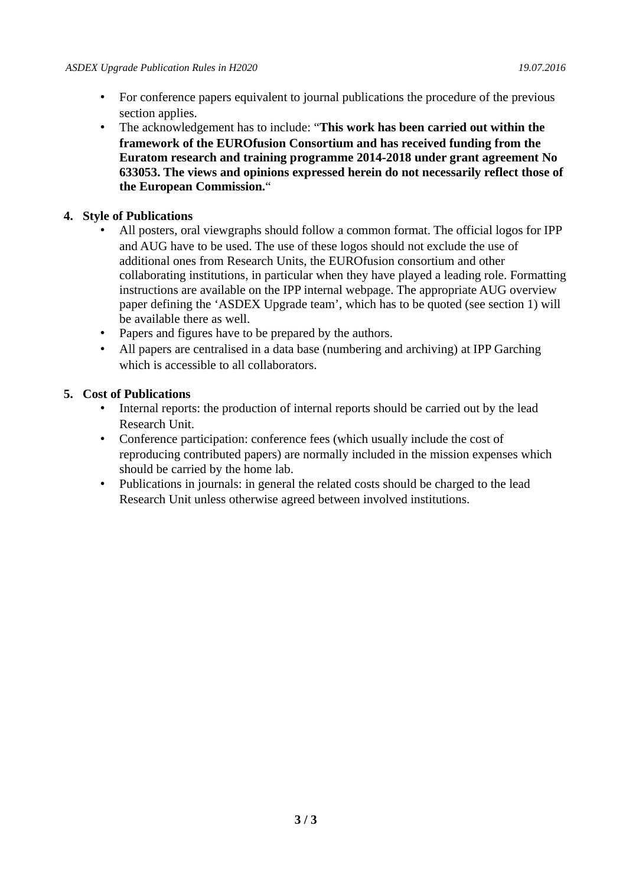- For conference papers equivalent to journal publications the procedure of the previous section applies.
- The acknowledgement has to include: "**This work has been carried out within the framework of the EUROfusion Consortium and has received funding from the Euratom research and training programme 2014-2018 under grant agreement No 633053. The views and opinions expressed herein do not necessarily reflect those of the European Commission.**"

**4. Style of Publications**

- All posters, oral viewgraphs should follow a common format. The official logos for IPP and AUG have to be used. The use of these logos should not exclude the use of additional ones from Research Units, the EUROfusion consortium and other collaborating institutions, in particular when they have played a leading role. Formatting instructions are available on the IPP internal webpage. The appropriate AUG overview paper defining the 'ASDEX Upgrade team', which has to be quoted (see section 1) will be available there as well.
- Papers and figures have to be prepared by the authors.
- All papers are centralised in a data base (numbering and archiving) at IPP Garching which is accessible to all collaborators.

**5. Cost of Publications**

- Internal reports: the production of internal reports should be carried out by the lead Research Unit.
- Conference participation: conference fees (which usually include the cost of reproducing contributed papers) are normally included in the mission expenses which should be carried by the home lab.
- Publications in journals: in general the related costs should be charged to the lead Research Unit unless otherwise agreed between involved institutions.